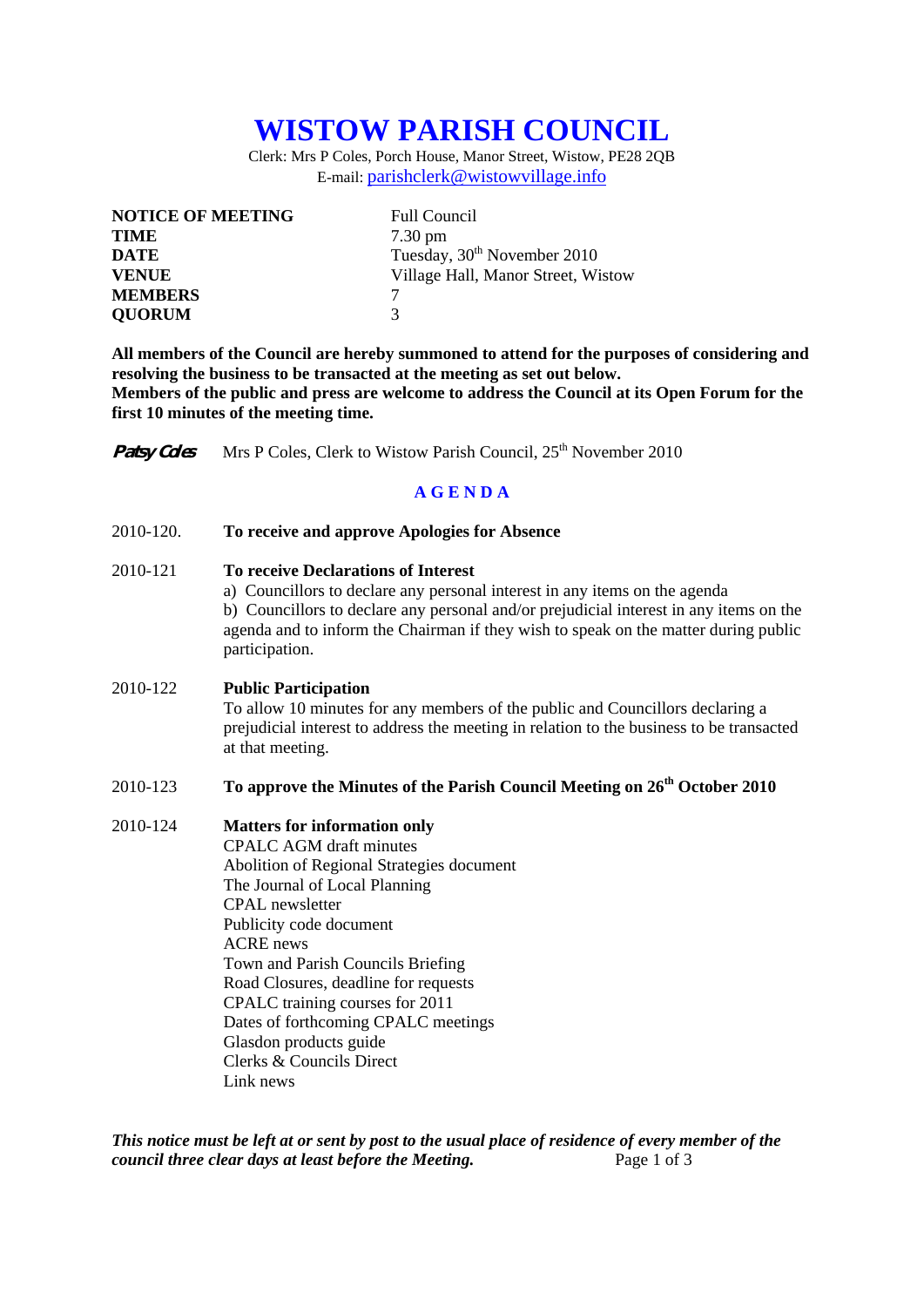# WISTOW PARISH COUNCIL

Clerk: Mrs P Coles, Porch House, Manor Street, Wistow, PE28 2QB
E-mail: parishclerk@wistowvillage.info

| | |
|---|---|
| **NOTICE OF MEETING** | Full Council |
| **TIME** | 7.30 pm |
| **DATE** | Tuesday, 30th November 2010 |
| **VENUE** | Village Hall, Manor Street, Wistow |
| **MEMBERS** | 7 |
| **QUORUM** | 3 |

**All members of the Council are hereby summoned to attend for the purposes of considering and resolving the business to be transacted at the meeting as set out below.**
**Members of the public and press are welcome to address the Council at its Open Forum for the first 10 minutes of the meeting time.**

*Patsy Coles* Mrs P Coles, Clerk to Wistow Parish Council, 25th November 2010

## AGENDA

2010-120. **To receive and approve Apologies for Absence**

2010-121 **To receive Declarations of Interest**
a) Councillors to declare any personal interest in any items on the agenda
b) Councillors to declare any personal and/or prejudicial interest in any items on the agenda and to inform the Chairman if they wish to speak on the matter during public participation.

2010-122 **Public Participation**
To allow 10 minutes for any members of the public and Councillors declaring a prejudicial interest to address the meeting in relation to the business to be transacted at that meeting.

2010-123 **To approve the Minutes of the Parish Council Meeting on 26th October 2010**

2010-124 **Matters for information only**
CPALC AGM draft minutes
Abolition of Regional Strategies document
The Journal of Local Planning
CPAL newsletter
Publicity code document
ACRE news
Town and Parish Councils Briefing
Road Closures, deadline for requests
CPALC training courses for 2011
Dates of forthcoming CPALC meetings
Glasdon products guide
Clerks & Councils Direct
Link news

***This notice must be left at or sent by post to the usual place of residence of every member of the council three clear days at least before the Meeting.***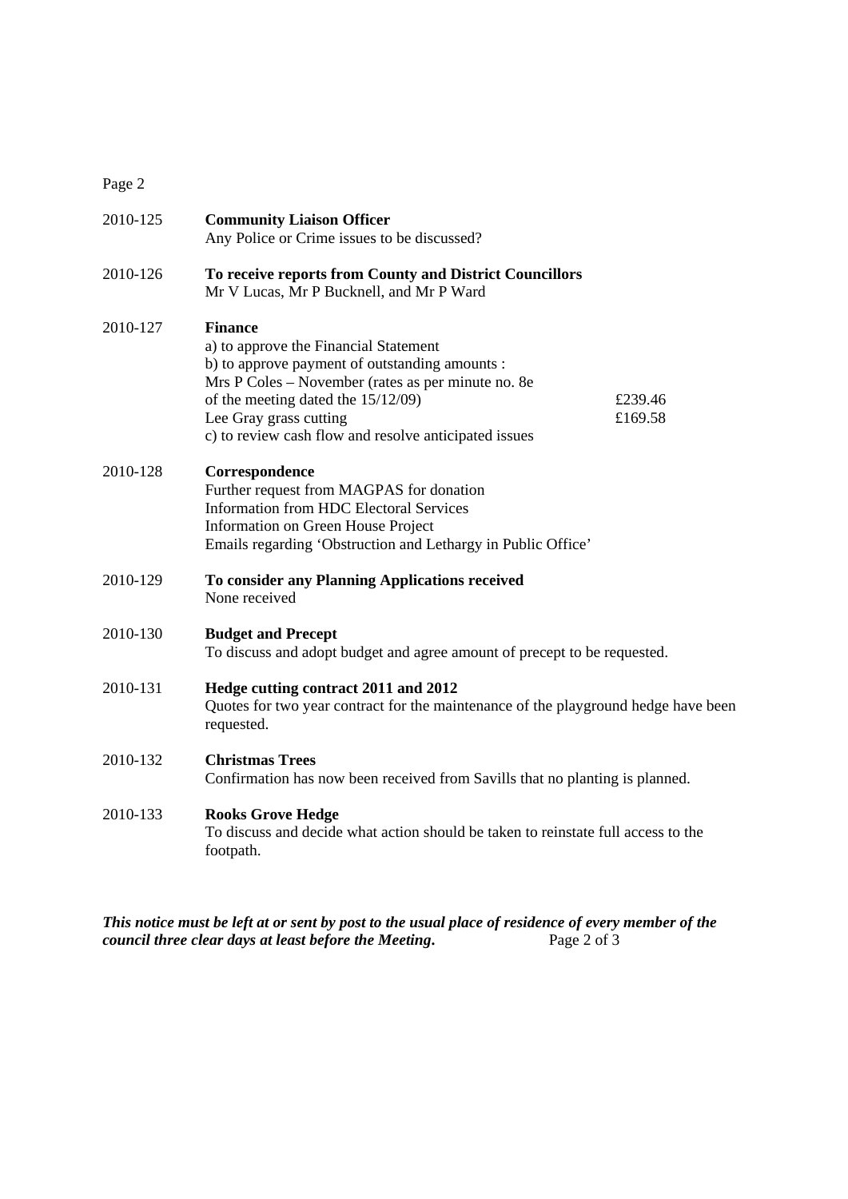2010-125 **Community Liaison Officer**
Any Police or Crime issues to be discussed?

2010-126 **To receive reports from County and District Councillors**
Mr V Lucas, Mr P Bucknell, and Mr P Ward

2010-127 **Finance**
a) to approve the Financial Statement
b) to approve payment of outstanding amounts :
Mrs P Coles – November (rates as per minute no. 8e of the meeting dated the 15/12/09) £239.46
Lee Gray grass cutting £169.58
c) to review cash flow and resolve anticipated issues

2010-128 **Correspondence**
Further request from MAGPAS for donation
Information from HDC Electoral Services
Information on Green House Project
Emails regarding 'Obstruction and Lethargy in Public Office'

2010-129 **To consider any Planning Applications received**
None received

2010-130 **Budget and Precept**
To discuss and adopt budget and agree amount of precept to be requested.

2010-131 **Hedge cutting contract 2011 and 2012**
Quotes for two year contract for the maintenance of the playground hedge have been requested.

2010-132 **Christmas Trees**
Confirmation has now been received from Savills that no planting is planned.

2010-133 **Rooks Grove Hedge**
To discuss and decide what action should be taken to reinstate full access to the footpath.

***This notice must be left at or sent by post to the usual place of residence of every member of the council three clear days at least before the Meeting.***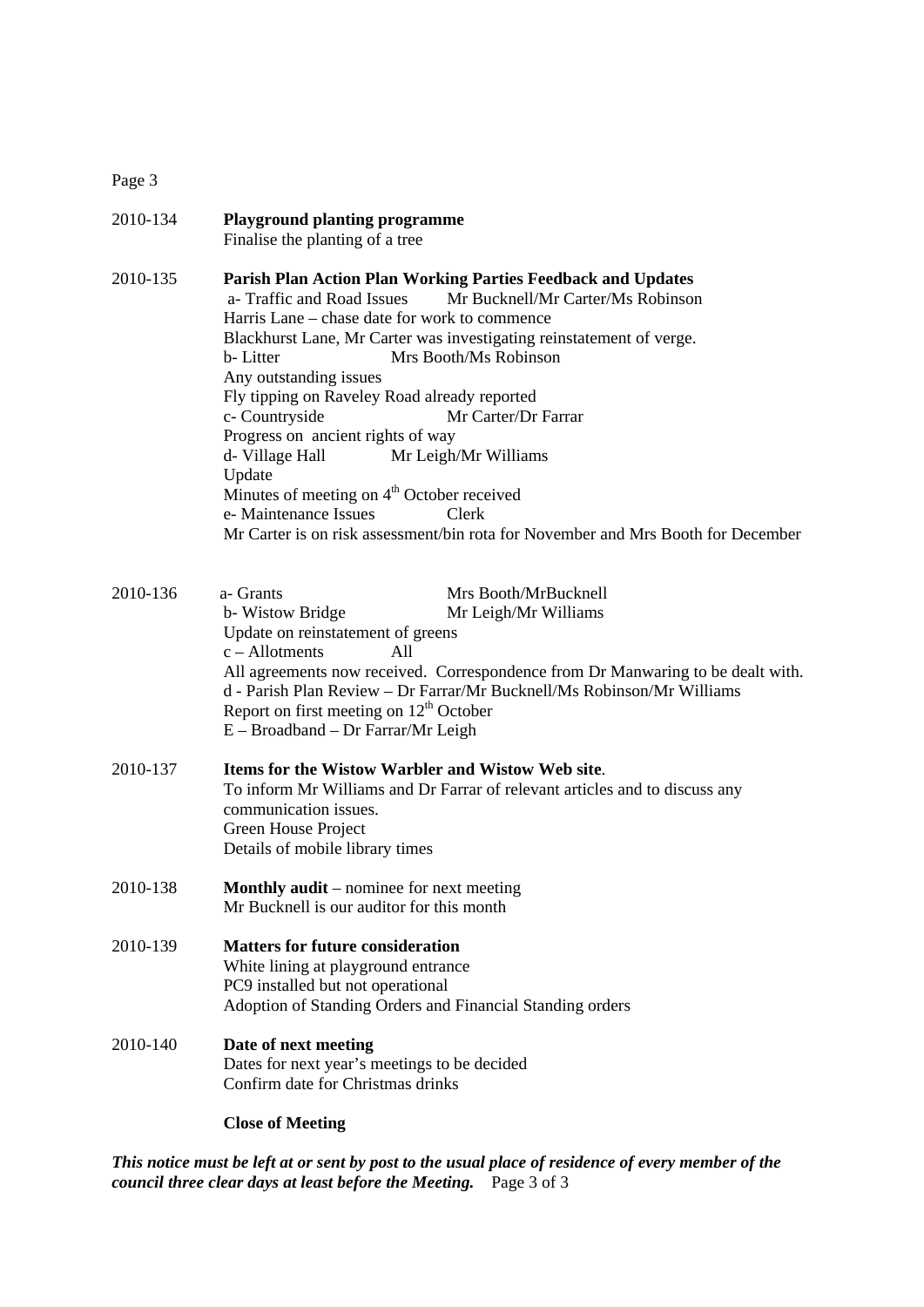| | |
|---|---|
| 2010-134 | **Playground planting programme**<br>Finalise the planting of a tree |
| 2010-135 | **Parish Plan Action Plan Working Parties Feedback and Updates**<br>a- Traffic and Road Issues Mr Bucknell/Mr Carter/Ms Robinson<br>Harris Lane – chase date for work to commence<br>Blackhurst Lane, Mr Carter was investigating reinstatement of verge.<br>b- Litter Mrs Booth/Ms Robinson<br>Any outstanding issues<br>Fly tipping on Raveley Road already reported<br>c- Countryside Mr Carter/Dr Farrar<br>Progress on ancient rights of way<br>d- Village Hall Mr Leigh/Mr Williams<br>Update<br>Minutes of meeting on 4th October received<br>e- Maintenance Issues Clerk<br>Mr Carter is on risk assessment/bin rota for November and Mrs Booth for December |
| 2010-136 | a- Grants Mrs Booth/MrBucknell<br>b- Wistow Bridge Mr Leigh/Mr Williams<br>Update on reinstatement of greens<br>c – Allotments All<br>All agreements now received. Correspondence from Dr Manwaring to be dealt with.<br>d - Parish Plan Review – Dr Farrar/Mr Bucknell/Ms Robinson/Mr Williams<br>Report on first meeting on 12th October<br>E – Broadband – Dr Farrar/Mr Leigh |
| 2010-137 | **Items for the Wistow Warbler and Wistow Web site**.<br>To inform Mr Williams and Dr Farrar of relevant articles and to discuss any communication issues.<br>Green House Project<br>Details of mobile library times |
| 2010-138 | **Monthly audit** – nominee for next meeting<br>Mr Bucknell is our auditor for this month |
| 2010-139 | **Matters for future consideration**<br>White lining at playground entrance<br>PC9 installed but not operational<br>Adoption of Standing Orders and Financial Standing orders |
| 2010-140 | **Date of next meeting**<br>Dates for next year's meetings to be decided<br>Confirm date for Christmas drinks |

**Close of Meeting**

***This notice must be left at or sent by post to the usual place of residence of every member of the council three clear days at least before the Meeting.***